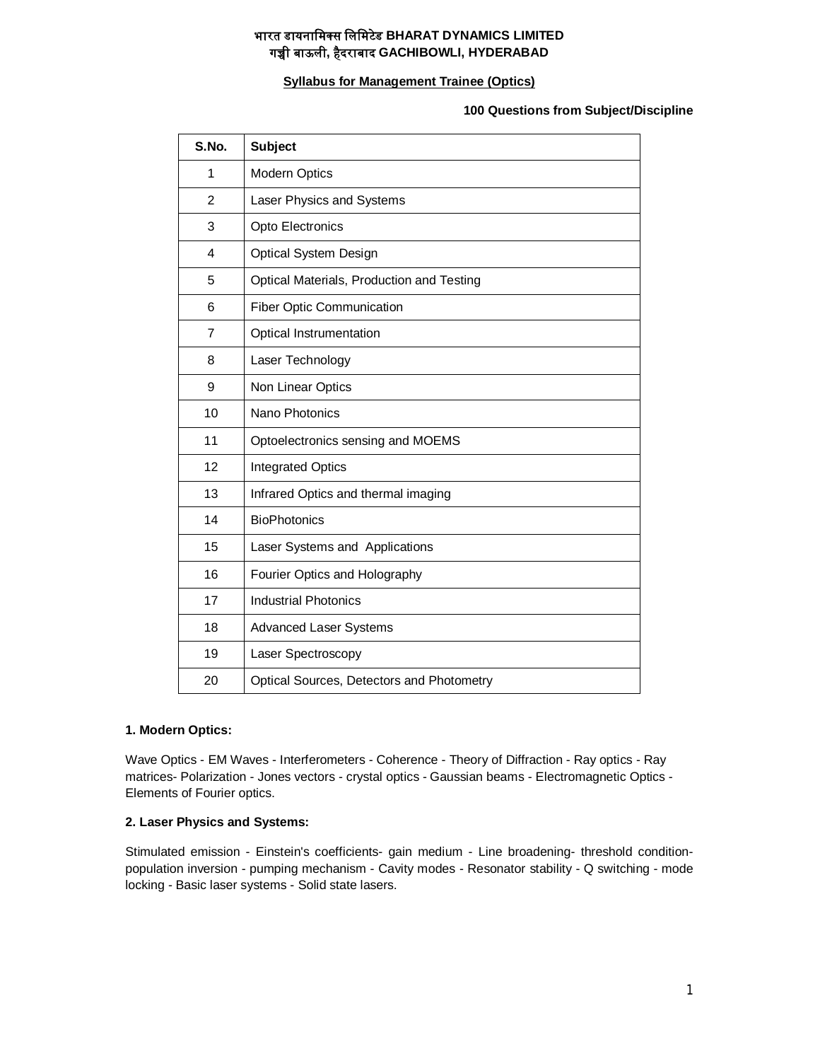# भारत डायनामिक्स लिमिटेड BHARAT DYNAMICS LIMITED
# गच्ची बाऊली, हैदराबाद GACHIBOWLI, HYDERABAD

## Syllabus for Management Trainee (Optics)

**100 Questions from Subject/Discipline**

| S.No. | Subject |
|---|---|
| 1 | Modern Optics |
| 2 | Laser Physics and Systems |
| 3 | Opto Electronics |
| 4 | Optical System Design |
| 5 | Optical Materials, Production and Testing |
| 6 | Fiber Optic Communication |
| 7 | Optical Instrumentation |
| 8 | Laser Technology |
| 9 | Non Linear Optics |
| 10 | Nano Photonics |
| 11 | Optoelectronics sensing and MOEMS |
| 12 | Integrated Optics |
| 13 | Infrared Optics and thermal imaging |
| 14 | BioPhotonics |
| 15 | Laser Systems and Applications |
| 16 | Fourier Optics and Holography |
| 17 | Industrial Photonics |
| 18 | Advanced Laser Systems |
| 19 | Laser Spectroscopy |
| 20 | Optical Sources, Detectors and Photometry |

### 1. Modern Optics:

Wave Optics - EM Waves - Interferometers - Coherence - Theory of Diffraction - Ray optics - Ray matrices- Polarization - Jones vectors - crystal optics - Gaussian beams - Electromagnetic Optics - Elements of Fourier optics.

### 2. Laser Physics and Systems:

Stimulated emission - Einstein's coefficients- gain medium - Line broadening- threshold condition- population inversion - pumping mechanism - Cavity modes - Resonator stability - Q switching - mode locking - Basic laser systems - Solid state lasers.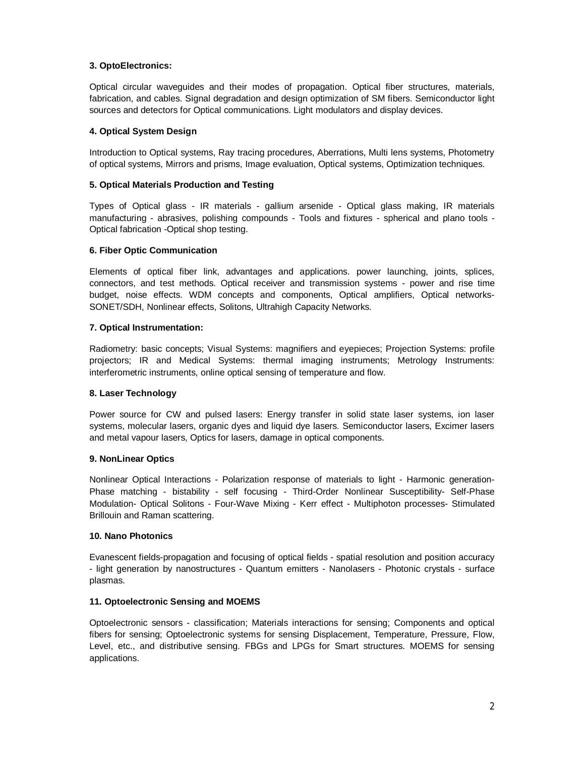**3. OptoElectronics:**

Optical circular waveguides and their modes of propagation. Optical fiber structures, materials, fabrication, and cables. Signal degradation and design optimization of SM fibers. Semiconductor light sources and detectors for Optical communications. Light modulators and display devices.

**4. Optical System Design**

Introduction to Optical systems, Ray tracing procedures, Aberrations, Multi lens systems, Photometry of optical systems, Mirrors and prisms, Image evaluation, Optical systems, Optimization techniques.

**5. Optical Materials Production and Testing**

Types of Optical glass - IR materials - gallium arsenide - Optical glass making, IR materials manufacturing - abrasives, polishing compounds - Tools and fixtures - spherical and plano tools - Optical fabrication -Optical shop testing.

**6. Fiber Optic Communication**

Elements of optical fiber link, advantages and applications. power launching, joints, splices, connectors, and test methods. Optical receiver and transmission systems - power and rise time budget, noise effects. WDM concepts and components, Optical amplifiers, Optical networks-SONET/SDH, Nonlinear effects, Solitons, Ultrahigh Capacity Networks.

**7. Optical Instrumentation:**

Radiometry: basic concepts; Visual Systems: magnifiers and eyepieces; Projection Systems: profile projectors; IR and Medical Systems: thermal imaging instruments; Metrology Instruments: interferometric instruments, online optical sensing of temperature and flow.

**8. Laser Technology**

Power source for CW and pulsed lasers: Energy transfer in solid state laser systems, ion laser systems, molecular lasers, organic dyes and liquid dye lasers. Semiconductor lasers, Excimer lasers and metal vapour lasers, Optics for lasers, damage in optical components.

**9. NonLinear Optics**

Nonlinear Optical Interactions - Polarization response of materials to light - Harmonic generation-Phase matching - bistability - self focusing - Third-Order Nonlinear Susceptibility- Self-Phase Modulation- Optical Solitons - Four-Wave Mixing - Kerr effect - Multiphoton processes- Stimulated Brillouin and Raman scattering.

**10. Nano Photonics**

Evanescent fields-propagation and focusing of optical fields - spatial resolution and position accuracy - light generation by nanostructures - Quantum emitters - Nanolasers - Photonic crystals - surface plasmas.

**11. Optoelectronic Sensing and MOEMS**

Optoelectronic sensors - classification; Materials interactions for sensing; Components and optical fibers for sensing; Optoelectronic systems for sensing Displacement, Temperature, Pressure, Flow, Level, etc., and distributive sensing. FBGs and LPGs for Smart structures. MOEMS for sensing applications.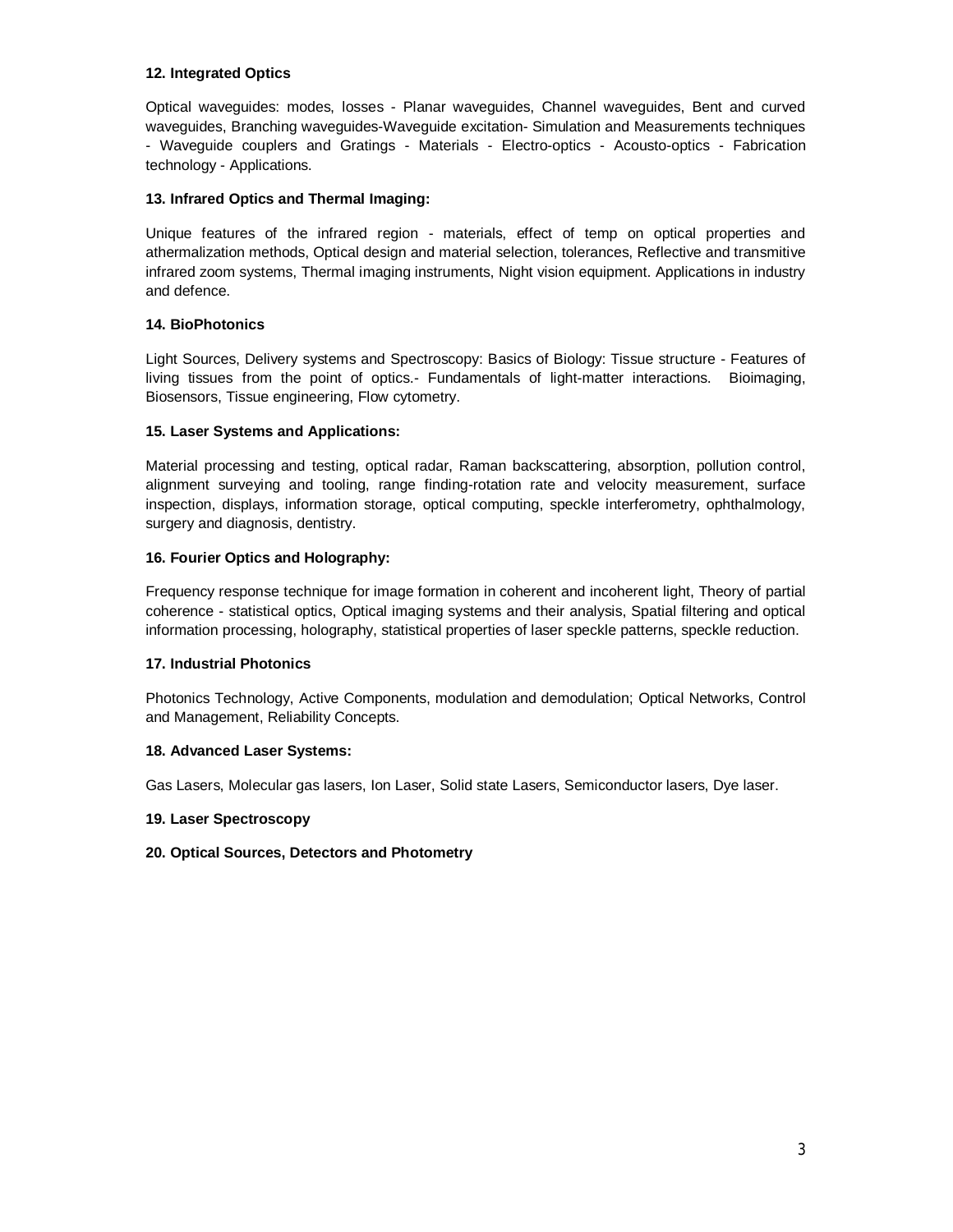**12. Integrated Optics**

Optical waveguides: modes, losses - Planar waveguides, Channel waveguides, Bent and curved waveguides, Branching waveguides-Waveguide excitation- Simulation and Measurements techniques - Waveguide couplers and Gratings - Materials - Electro-optics - Acousto-optics - Fabrication technology - Applications.

**13. Infrared Optics and Thermal Imaging:**

Unique features of the infrared region - materials, effect of temp on optical properties and athermalization methods, Optical design and material selection, tolerances, Reflective and transmitive infrared zoom systems, Thermal imaging instruments, Night vision equipment. Applications in industry and defence.

**14. BioPhotonics**

Light Sources, Delivery systems and Spectroscopy: Basics of Biology: Tissue structure - Features of living tissues from the point of optics.- Fundamentals of light-matter interactions. Bioimaging, Biosensors, Tissue engineering, Flow cytometry.

**15. Laser Systems and Applications:**

Material processing and testing, optical radar, Raman backscattering, absorption, pollution control, alignment surveying and tooling, range finding-rotation rate and velocity measurement, surface inspection, displays, information storage, optical computing, speckle interferometry, ophthalmology, surgery and diagnosis, dentistry.

**16. Fourier Optics and Holography:**

Frequency response technique for image formation in coherent and incoherent light, Theory of partial coherence - statistical optics, Optical imaging systems and their analysis, Spatial filtering and optical information processing, holography, statistical properties of laser speckle patterns, speckle reduction.

**17. Industrial Photonics**

Photonics Technology, Active Components, modulation and demodulation; Optical Networks, Control and Management, Reliability Concepts.

**18. Advanced Laser Systems:**

Gas Lasers, Molecular gas lasers, Ion Laser, Solid state Lasers, Semiconductor lasers, Dye laser.

**19. Laser Spectroscopy**

**20. Optical Sources, Detectors and Photometry**